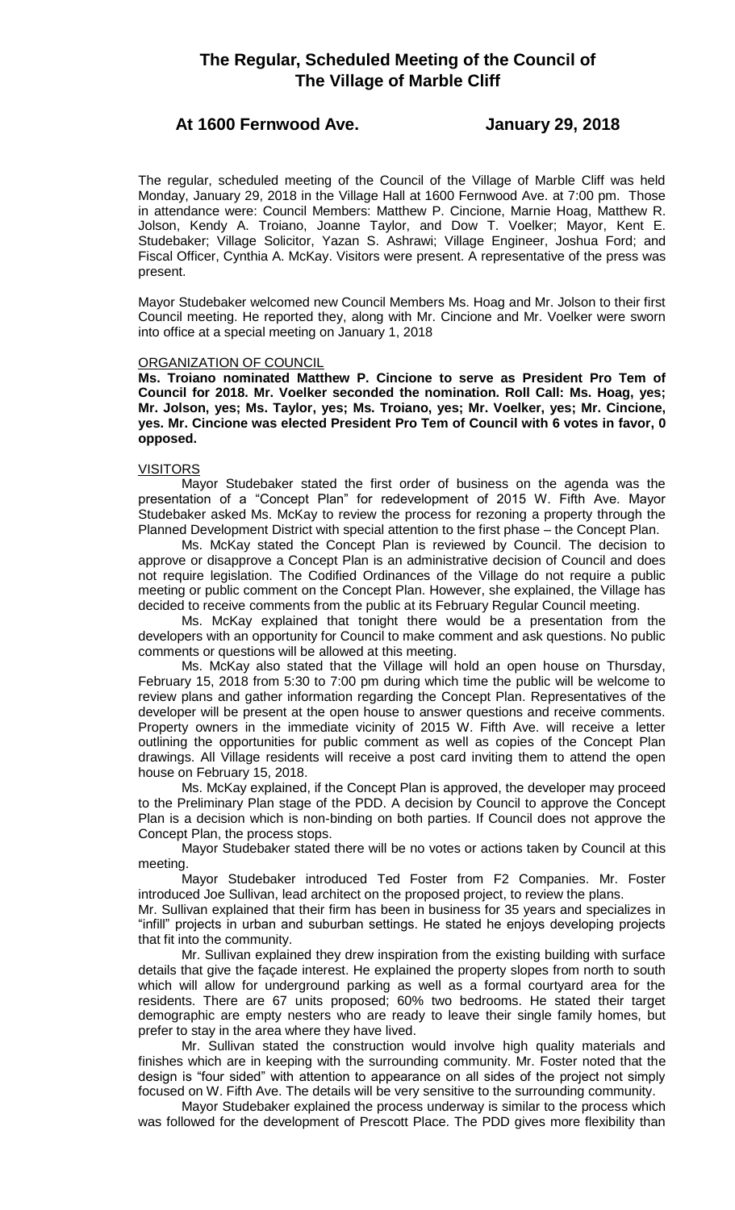# The Regular, Scheduled Meeting of the Council of The Village of Marble Cliff

## At 1600 Fernwood Ave. January 29, 2018

The regular, scheduled meeting of the Council of the Village of Marble Cliff was held Monday, January 29, 2018 in the Village Hall at 1600 Fernwood Ave. at 7:00 pm. Those in attendance were: Council Members: Matthew P. Cincione, Marnie Hoag, Matthew R. Jolson, Kendy A. Troiano, Joanne Taylor, and Dow T. Voelker; Mayor, Kent E. Studebaker; Village Solicitor, Yazan S. Ashrawi; Village Engineer, Joshua Ford; and Fiscal Officer, Cynthia A. McKay. Visitors were present. A representative of the press was present.

Mayor Studebaker welcomed new Council Members Ms. Hoag and Mr. Jolson to their first Council meeting. He reported they, along with Mr. Cincione and Mr. Voelker were sworn into office at a special meeting on January 1, 2018

ORGANIZATION OF COUNCIL

**Ms. Troiano nominated Matthew P. Cincione to serve as President Pro Tem of Council for 2018. Mr. Voelker seconded the nomination. Roll Call: Ms. Hoag, yes; Mr. Jolson, yes; Ms. Taylor, yes; Ms. Troiano, yes; Mr. Voelker, yes; Mr. Cincione, yes. Mr. Cincione was elected President Pro Tem of Council with 6 votes in favor, 0 opposed.**

VISITORS

Mayor Studebaker stated the first order of business on the agenda was the presentation of a "Concept Plan" for redevelopment of 2015 W. Fifth Ave. Mayor Studebaker asked Ms. McKay to review the process for rezoning a property through the Planned Development District with special attention to the first phase – the Concept Plan.

Ms. McKay stated the Concept Plan is reviewed by Council. The decision to approve or disapprove a Concept Plan is an administrative decision of Council and does not require legislation. The Codified Ordinances of the Village do not require a public meeting or public comment on the Concept Plan. However, she explained, the Village has decided to receive comments from the public at its February Regular Council meeting.

Ms. McKay explained that tonight there would be a presentation from the developers with an opportunity for Council to make comment and ask questions. No public comments or questions will be allowed at this meeting.

Ms. McKay also stated that the Village will hold an open house on Thursday, February 15, 2018 from 5:30 to 7:00 pm during which time the public will be welcome to review plans and gather information regarding the Concept Plan. Representatives of the developer will be present at the open house to answer questions and receive comments. Property owners in the immediate vicinity of 2015 W. Fifth Ave. will receive a letter outlining the opportunities for public comment as well as copies of the Concept Plan drawings. All Village residents will receive a post card inviting them to attend the open house on February 15, 2018.

Ms. McKay explained, if the Concept Plan is approved, the developer may proceed to the Preliminary Plan stage of the PDD. A decision by Council to approve the Concept Plan is a decision which is non-binding on both parties. If Council does not approve the Concept Plan, the process stops.

Mayor Studebaker stated there will be no votes or actions taken by Council at this meeting.

Mayor Studebaker introduced Ted Foster from F2 Companies. Mr. Foster introduced Joe Sullivan, lead architect on the proposed project, to review the plans.

Mr. Sullivan explained that their firm has been in business for 35 years and specializes in "infill" projects in urban and suburban settings. He stated he enjoys developing projects that fit into the community.

Mr. Sullivan explained they drew inspiration from the existing building with surface details that give the façade interest. He explained the property slopes from north to south which will allow for underground parking as well as a formal courtyard area for the residents. There are 67 units proposed; 60% two bedrooms. He stated their target demographic are empty nesters who are ready to leave their single family homes, but prefer to stay in the area where they have lived.

Mr. Sullivan stated the construction would involve high quality materials and finishes which are in keeping with the surrounding community. Mr. Foster noted that the design is "four sided" with attention to appearance on all sides of the project not simply focused on W. Fifth Ave. The details will be very sensitive to the surrounding community.

Mayor Studebaker explained the process underway is similar to the process which was followed for the development of Prescott Place. The PDD gives more flexibility than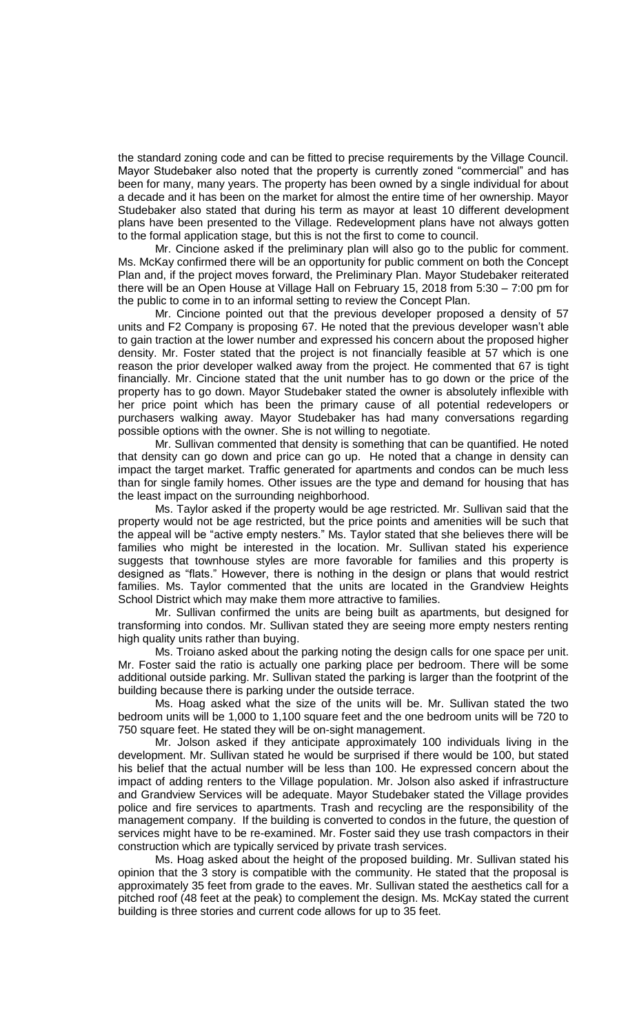the standard zoning code and can be fitted to precise requirements by the Village Council. Mayor Studebaker also noted that the property is currently zoned "commercial" and has been for many, many years. The property has been owned by a single individual for about a decade and it has been on the market for almost the entire time of her ownership. Mayor Studebaker also stated that during his term as mayor at least 10 different development plans have been presented to the Village. Redevelopment plans have not always gotten to the formal application stage, but this is not the first to come to council.

Mr. Cincione asked if the preliminary plan will also go to the public for comment. Ms. McKay confirmed there will be an opportunity for public comment on both the Concept Plan and, if the project moves forward, the Preliminary Plan. Mayor Studebaker reiterated there will be an Open House at Village Hall on February 15, 2018 from 5:30 – 7:00 pm for the public to come in to an informal setting to review the Concept Plan.

Mr. Cincione pointed out that the previous developer proposed a density of 57 units and F2 Company is proposing 67. He noted that the previous developer wasn't able to gain traction at the lower number and expressed his concern about the proposed higher density. Mr. Foster stated that the project is not financially feasible at 57 which is one reason the prior developer walked away from the project. He commented that 67 is tight financially. Mr. Cincione stated that the unit number has to go down or the price of the property has to go down. Mayor Studebaker stated the owner is absolutely inflexible with her price point which has been the primary cause of all potential redevelopers or purchasers walking away. Mayor Studebaker has had many conversations regarding possible options with the owner. She is not willing to negotiate.

Mr. Sullivan commented that density is something that can be quantified. He noted that density can go down and price can go up. He noted that a change in density can impact the target market. Traffic generated for apartments and condos can be much less than for single family homes. Other issues are the type and demand for housing that has the least impact on the surrounding neighborhood.

Ms. Taylor asked if the property would be age restricted. Mr. Sullivan said that the property would not be age restricted, but the price points and amenities will be such that the appeal will be "active empty nesters." Ms. Taylor stated that she believes there will be families who might be interested in the location. Mr. Sullivan stated his experience suggests that townhouse styles are more favorable for families and this property is designed as "flats." However, there is nothing in the design or plans that would restrict families. Ms. Taylor commented that the units are located in the Grandview Heights School District which may make them more attractive to families.

Mr. Sullivan confirmed the units are being built as apartments, but designed for transforming into condos. Mr. Sullivan stated they are seeing more empty nesters renting high quality units rather than buying.

Ms. Troiano asked about the parking noting the design calls for one space per unit. Mr. Foster said the ratio is actually one parking place per bedroom. There will be some additional outside parking. Mr. Sullivan stated the parking is larger than the footprint of the building because there is parking under the outside terrace.

Ms. Hoag asked what the size of the units will be. Mr. Sullivan stated the two bedroom units will be 1,000 to 1,100 square feet and the one bedroom units will be 720 to 750 square feet. He stated they will be on-sight management.

Mr. Jolson asked if they anticipate approximately 100 individuals living in the development. Mr. Sullivan stated he would be surprised if there would be 100, but stated his belief that the actual number will be less than 100. He expressed concern about the impact of adding renters to the Village population. Mr. Jolson also asked if infrastructure and Grandview Services will be adequate. Mayor Studebaker stated the Village provides police and fire services to apartments. Trash and recycling are the responsibility of the management company. If the building is converted to condos in the future, the question of services might have to be re-examined. Mr. Foster said they use trash compactors in their construction which are typically serviced by private trash services.

Ms. Hoag asked about the height of the proposed building. Mr. Sullivan stated his opinion that the 3 story is compatible with the community. He stated that the proposal is approximately 35 feet from grade to the eaves. Mr. Sullivan stated the aesthetics call for a pitched roof (48 feet at the peak) to complement the design. Ms. McKay stated the current building is three stories and current code allows for up to 35 feet.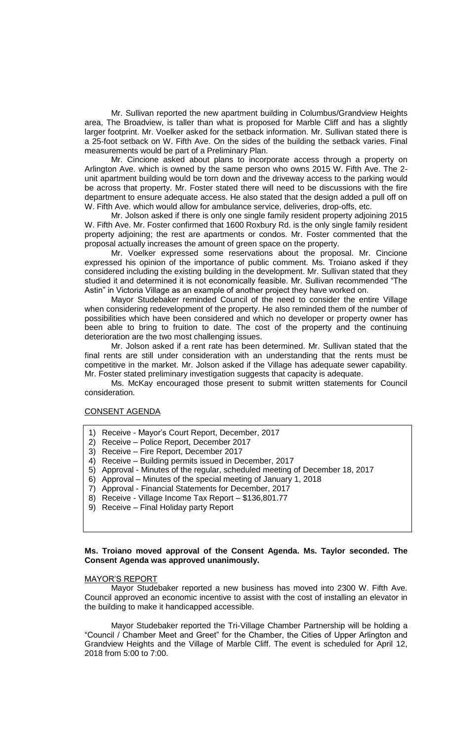Mr. Sullivan reported the new apartment building in Columbus/Grandview Heights area, The Broadview, is taller than what is proposed for Marble Cliff and has a slightly larger footprint. Mr. Voelker asked for the setback information. Mr. Sullivan stated there is a 25-foot setback on W. Fifth Ave. On the sides of the building the setback varies. Final measurements would be part of a Preliminary Plan.

Mr. Cincione asked about plans to incorporate access through a property on Arlington Ave. which is owned by the same person who owns 2015 W. Fifth Ave. The 2-unit apartment building would be torn down and the driveway access to the parking would be across that property. Mr. Foster stated there will need to be discussions with the fire department to ensure adequate access. He also stated that the design added a pull off on W. Fifth Ave. which would allow for ambulance service, deliveries, drop-offs, etc.

Mr. Jolson asked if there is only one single family resident property adjoining 2015 W. Fifth Ave. Mr. Foster confirmed that 1600 Roxbury Rd. is the only single family resident property adjoining; the rest are apartments or condos. Mr. Foster commented that the proposal actually increases the amount of green space on the property.

Mr. Voelker expressed some reservations about the proposal. Mr. Cincione expressed his opinion of the importance of public comment. Ms. Troiano asked if they considered including the existing building in the development. Mr. Sullivan stated that they studied it and determined it is not economically feasible. Mr. Sullivan recommended "The Astin" in Victoria Village as an example of another project they have worked on.

Mayor Studebaker reminded Council of the need to consider the entire Village when considering redevelopment of the property. He also reminded them of the number of possibilities which have been considered and which no developer or property owner has been able to bring to fruition to date. The cost of the property and the continuing deterioration are the two most challenging issues.

Mr. Jolson asked if a rent rate has been determined. Mr. Sullivan stated that the final rents are still under consideration with an understanding that the rents must be competitive in the market. Mr. Jolson asked if the Village has adequate sewer capability. Mr. Foster stated preliminary investigation suggests that capacity is adequate.

Ms. McKay encouraged those present to submit written statements for Council consideration.

CONSENT AGENDA

1) Receive - Mayor's Court Report, December, 2017
2) Receive – Police Report, December 2017
3) Receive – Fire Report, December 2017
4) Receive – Building permits issued in December, 2017
5) Approval - Minutes of the regular, scheduled meeting of December 18, 2017
6) Approval – Minutes of the special meeting of January 1, 2018
7) Approval - Financial Statements for December, 2017
8) Receive - Village Income Tax Report – $136,801.77
9) Receive – Final Holiday party Report

**Ms. Troiano moved approval of the Consent Agenda. Ms. Taylor seconded. The Consent Agenda was approved unanimously.**

MAYOR'S REPORT

Mayor Studebaker reported a new business has moved into 2300 W. Fifth Ave. Council approved an economic incentive to assist with the cost of installing an elevator in the building to make it handicapped accessible.

Mayor Studebaker reported the Tri-Village Chamber Partnership will be holding a "Council / Chamber Meet and Greet" for the Chamber, the Cities of Upper Arlington and Grandview Heights and the Village of Marble Cliff. The event is scheduled for April 12, 2018 from 5:00 to 7:00.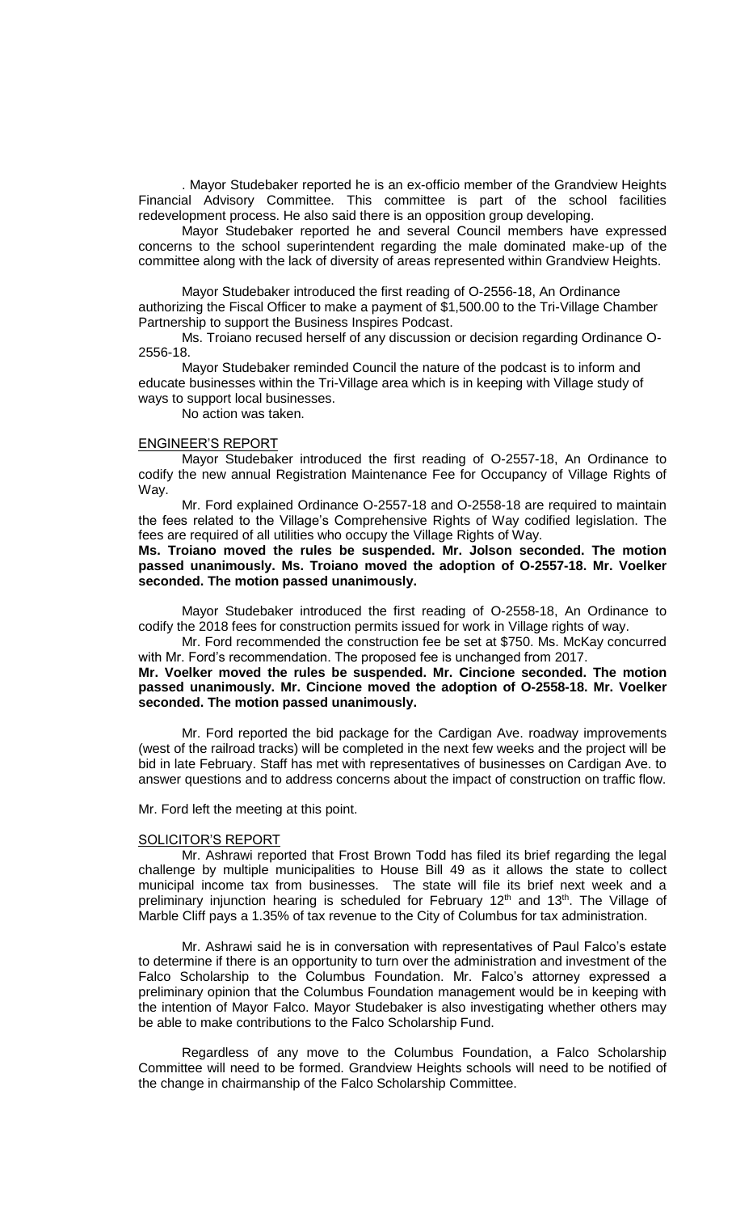. Mayor Studebaker reported he is an ex-officio member of the Grandview Heights Financial Advisory Committee. This committee is part of the school facilities redevelopment process. He also said there is an opposition group developing.

Mayor Studebaker reported he and several Council members have expressed concerns to the school superintendent regarding the male dominated make-up of the committee along with the lack of diversity of areas represented within Grandview Heights.

Mayor Studebaker introduced the first reading of O-2556-18, An Ordinance authorizing the Fiscal Officer to make a payment of $1,500.00 to the Tri-Village Chamber Partnership to support the Business Inspires Podcast.

Ms. Troiano recused herself of any discussion or decision regarding Ordinance O-2556-18.

Mayor Studebaker reminded Council the nature of the podcast is to inform and educate businesses within the Tri-Village area which is in keeping with Village study of ways to support local businesses.

No action was taken.

ENGINEER'S REPORT

Mayor Studebaker introduced the first reading of O-2557-18, An Ordinance to codify the new annual Registration Maintenance Fee for Occupancy of Village Rights of Way.

Mr. Ford explained Ordinance O-2557-18 and O-2558-18 are required to maintain the fees related to the Village's Comprehensive Rights of Way codified legislation. The fees are required of all utilities who occupy the Village Rights of Way.

**Ms. Troiano moved the rules be suspended. Mr. Jolson seconded. The motion passed unanimously. Ms. Troiano moved the adoption of O-2557-18. Mr. Voelker seconded. The motion passed unanimously.**

Mayor Studebaker introduced the first reading of O-2558-18, An Ordinance to codify the 2018 fees for construction permits issued for work in Village rights of way.

Mr. Ford recommended the construction fee be set at $750. Ms. McKay concurred with Mr. Ford's recommendation. The proposed fee is unchanged from 2017.

**Mr. Voelker moved the rules be suspended. Mr. Cincione seconded. The motion passed unanimously. Mr. Cincione moved the adoption of O-2558-18. Mr. Voelker seconded. The motion passed unanimously.**

Mr. Ford reported the bid package for the Cardigan Ave. roadway improvements (west of the railroad tracks) will be completed in the next few weeks and the project will be bid in late February. Staff has met with representatives of businesses on Cardigan Ave. to answer questions and to address concerns about the impact of construction on traffic flow.

Mr. Ford left the meeting at this point.

SOLICITOR'S REPORT

Mr. Ashrawi reported that Frost Brown Todd has filed its brief regarding the legal challenge by multiple municipalities to House Bill 49 as it allows the state to collect municipal income tax from businesses. The state will file its brief next week and a preliminary injunction hearing is scheduled for February 12th and 13th. The Village of Marble Cliff pays a 1.35% of tax revenue to the City of Columbus for tax administration.

Mr. Ashrawi said he is in conversation with representatives of Paul Falco's estate to determine if there is an opportunity to turn over the administration and investment of the Falco Scholarship to the Columbus Foundation. Mr. Falco's attorney expressed a preliminary opinion that the Columbus Foundation management would be in keeping with the intention of Mayor Falco. Mayor Studebaker is also investigating whether others may be able to make contributions to the Falco Scholarship Fund.

Regardless of any move to the Columbus Foundation, a Falco Scholarship Committee will need to be formed. Grandview Heights schools will need to be notified of the change in chairmanship of the Falco Scholarship Committee.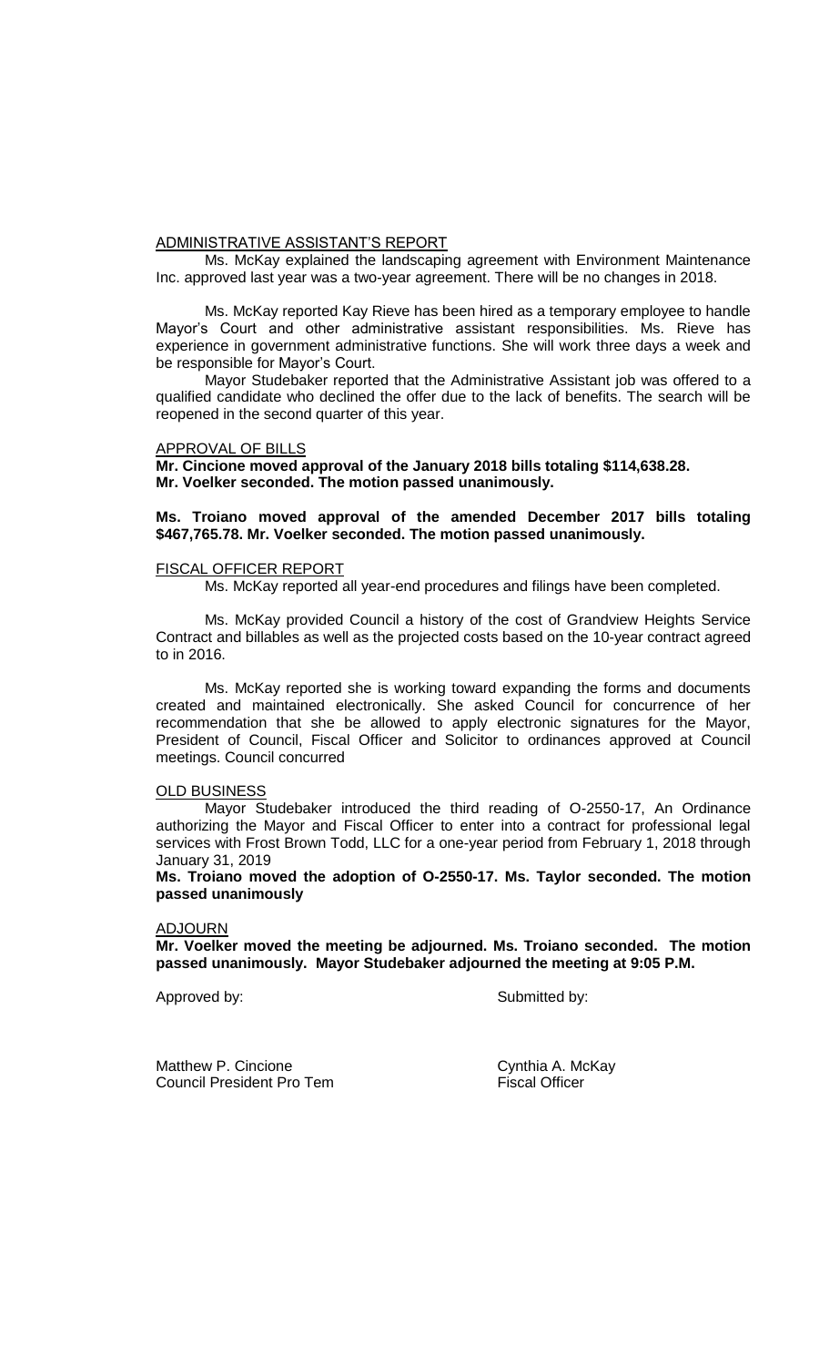ADMINISTRATIVE ASSISTANT'S REPORT

Ms. McKay explained the landscaping agreement with Environment Maintenance Inc. approved last year was a two-year agreement. There will be no changes in 2018.

Ms. McKay reported Kay Rieve has been hired as a temporary employee to handle Mayor's Court and other administrative assistant responsibilities. Ms. Rieve has experience in government administrative functions. She will work three days a week and be responsible for Mayor's Court.

Mayor Studebaker reported that the Administrative Assistant job was offered to a qualified candidate who declined the offer due to the lack of benefits. The search will be reopened in the second quarter of this year.

APPROVAL OF BILLS

**Mr. Cincione moved approval of the January 2018 bills totaling $114,638.28. Mr. Voelker seconded. The motion passed unanimously.**

**Ms. Troiano moved approval of the amended December 2017 bills totaling $467,765.78. Mr. Voelker seconded. The motion passed unanimously.**

FISCAL OFFICER REPORT

Ms. McKay reported all year-end procedures and filings have been completed.

Ms. McKay provided Council a history of the cost of Grandview Heights Service Contract and billables as well as the projected costs based on the 10-year contract agreed to in 2016.

Ms. McKay reported she is working toward expanding the forms and documents created and maintained electronically. She asked Council for concurrence of her recommendation that she be allowed to apply electronic signatures for the Mayor, President of Council, Fiscal Officer and Solicitor to ordinances approved at Council meetings. Council concurred

OLD BUSINESS

Mayor Studebaker introduced the third reading of O-2550-17, An Ordinance authorizing the Mayor and Fiscal Officer to enter into a contract for professional legal services with Frost Brown Todd, LLC for a one-year period from February 1, 2018 through January 31, 2019

**Ms. Troiano moved the adoption of O-2550-17. Ms. Taylor seconded. The motion passed unanimously**

ADJOURN

**Mr. Voelker moved the meeting be adjourned. Ms. Troiano seconded. The motion passed unanimously. Mayor Studebaker adjourned the meeting at 9:05 P.M.**

Approved by: Submitted by:

Matthew P. Cincione
Council President Pro Tem

Cynthia A. McKay
Fiscal Officer